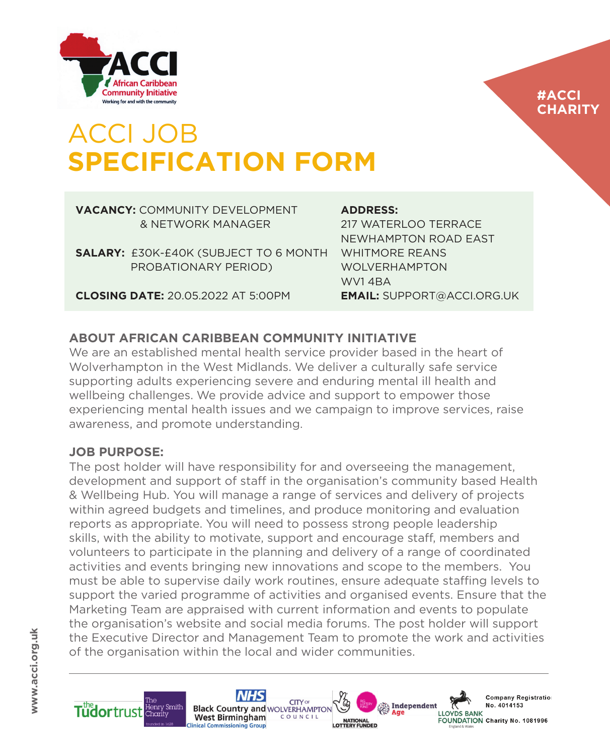ACCI
African Caribbean Community Initiative
Working for and with the community

#ACCI CHARITY

# ACCI JOB SPECIFICATION FORM

**VACANCY:** COMMUNITY DEVELOPMENT & NETWORK MANAGER

**SALARY:** £30K-£40K (SUBJECT TO 6 MONTH PROBATIONARY PERIOD)

**CLOSING DATE:** 20.05.2022 AT 5:00PM

**ADDRESS:**
217 WATERLOO TERRACE
NEWHAMPTON ROAD EAST
WHITMORE REANS
WOLVERHAMPTON
WV1 4BA

**EMAIL:** SUPPORT@ACCI.ORG.UK

## ABOUT AFRICAN CARIBBEAN COMMUNITY INITIATIVE

We are an established mental health service provider based in the heart of Wolverhampton in the West Midlands. We deliver a culturally safe service supporting adults experiencing severe and enduring mental ill health and wellbeing challenges. We provide advice and support to empower those experiencing mental health issues and we campaign to improve services, raise awareness, and promote understanding.

## JOB PURPOSE:

The post holder will have responsibility for and overseeing the management, development and support of staff in the organisation's community based Health & Wellbeing Hub. You will manage a range of services and delivery of projects within agreed budgets and timelines, and produce monitoring and evaluation reports as appropriate. You will need to possess strong people leadership skills, with the ability to motivate, support and encourage staff, members and volunteers to participate in the planning and delivery of a range of coordinated activities and events bringing new innovations and scope to the members. You must be able to supervise daily work routines, ensure adequate staffing levels to support the varied programme of activities and organised events. Ensure that the Marketing Team are appraised with current information and events to populate the organisation's website and social media forums. The post holder will support the Executive Director and Management Team to promote the work and activities of the organisation within the local and wider communities.

www.acci.org.uk

Company Registration No. 4014153

Charity No. 1081996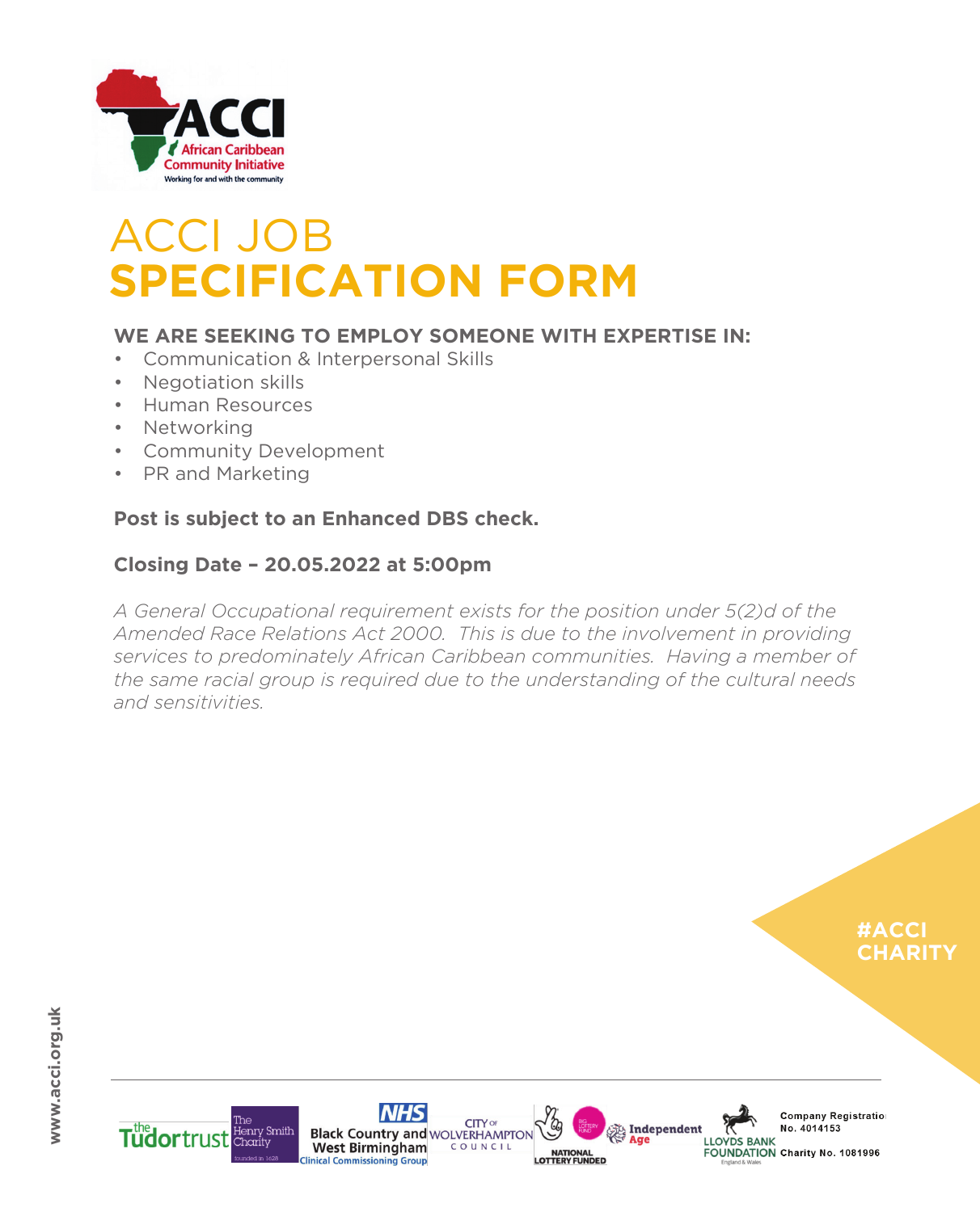# ACCI JOB SPECIFICATION FORM

**WE ARE SEEKING TO EMPLOY SOMEONE WITH EXPERTISE IN:**

- Communication & Interpersonal Skills
- Negotiation skills
- Human Resources
- Networking
- Community Development
- PR and Marketing

**Post is subject to an Enhanced DBS check.**

**Closing Date – 20.05.2022 at 5:00pm**

*A General Occupational requirement exists for the position under 5(2)d of the Amended Race Relations Act 2000. This is due to the involvement in providing services to predominately African Caribbean communities. Having a member of the same racial group is required due to the understanding of the cultural needs and sensitivities.*

#ACCI CHARITY

www.acci.org.uk

Company Registration No. 4014153

Charity No. 1081996